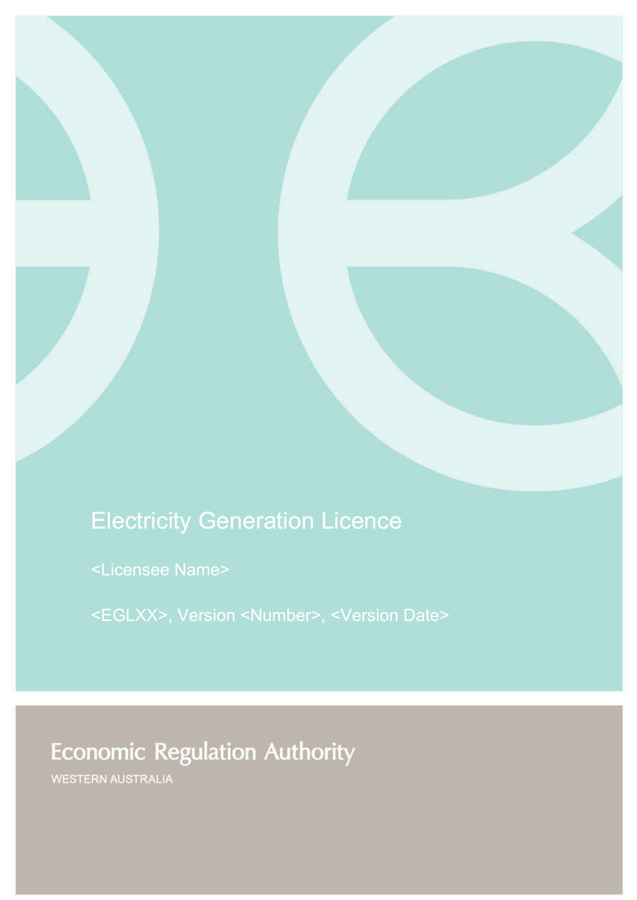# Electricity Generation Licence

<Licensee Name>

<EGLXX>, Version <Number>, <Version Date>

Economic Regulation Authority

WESTERN AUSTRALIA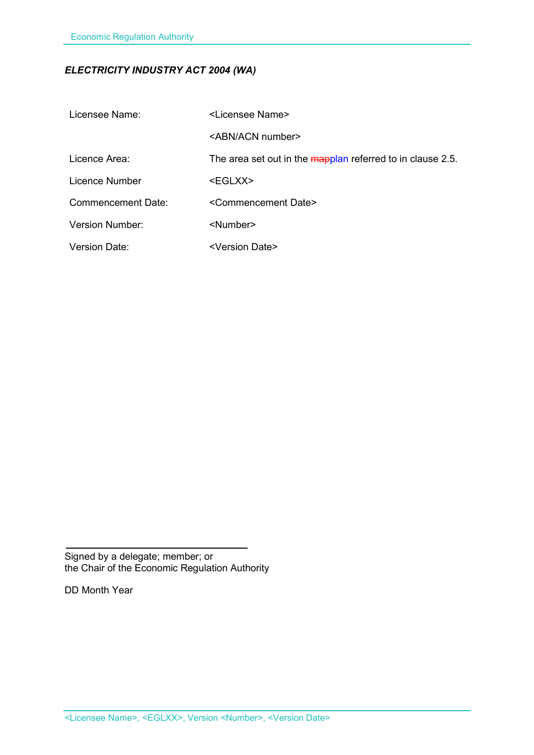***ELECTRICITY INDUSTRY ACT 2004 (WA)***

| | |
|---|---|
| Licensee Name: | <Licensee Name> |
| | <ABN/ACN number> |
| Licence Area: | The area set out in the ~~map~~plan referred to in clause 2.5. |
| Licence Number | <EGLXX> |
| Commencement Date: | <Commencement Date> |
| Version Number: | <Number> |
| Version Date: | <Version Date> |

\_\_\_\_\_\_\_\_\_\_\_\_\_\_\_\_\_\_\_\_\_\_\_\_\_\_\_\_\_\_\_\_

Signed by a delegate; member; or
the Chair of the Economic Regulation Authority

DD Month Year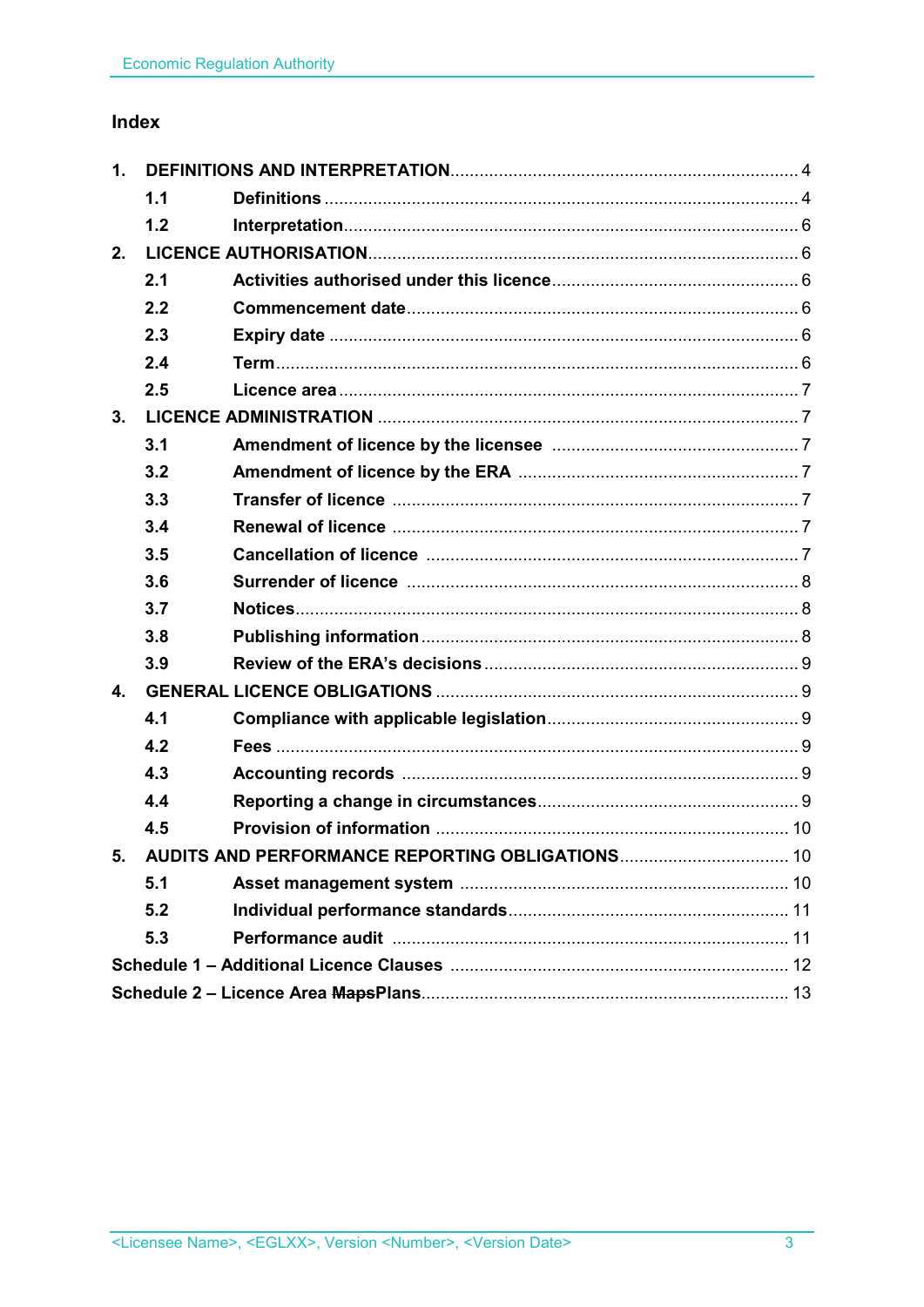## Index

| | | |
|---|---|---|
| **1.** | **DEFINITIONS AND INTERPRETATION** | 4 |
| **1.1** | **Definitions** | 4 |
| **1.2** | **Interpretation** | 6 |
| **2.** | **LICENCE AUTHORISATION** | 6 |
| **2.1** | **Activities authorised under this licence** | 6 |
| **2.2** | **Commencement date** | 6 |
| **2.3** | **Expiry date** | 6 |
| **2.4** | **Term** | 6 |
| **2.5** | **Licence area** | 7 |
| **3.** | **LICENCE ADMINISTRATION** | 7 |
| **3.1** | **Amendment of licence by the licensee** | 7 |
| **3.2** | **Amendment of licence by the ERA** | 7 |
| **3.3** | **Transfer of licence** | 7 |
| **3.4** | **Renewal of licence** | 7 |
| **3.5** | **Cancellation of licence** | 7 |
| **3.6** | **Surrender of licence** | 8 |
| **3.7** | **Notices** | 8 |
| **3.8** | **Publishing information** | 8 |
| **3.9** | **Review of the ERA's decisions** | 9 |
| **4.** | **GENERAL LICENCE OBLIGATIONS** | 9 |
| **4.1** | **Compliance with applicable legislation** | 9 |
| **4.2** | **Fees** | 9 |
| **4.3** | **Accounting records** | 9 |
| **4.4** | **Reporting a change in circumstances** | 9 |
| **4.5** | **Provision of information** | 10 |
| **5.** | **AUDITS AND PERFORMANCE REPORTING OBLIGATIONS** | 10 |
| **5.1** | **Asset management system** | 10 |
| **5.2** | **Individual performance standards** | 11 |
| **5.3** | **Performance audit** | 11 |
| | **Schedule 1 – Additional Licence Clauses** | 12 |
| | **Schedule 2 – Licence Area ~~Maps~~Plans** | 13 |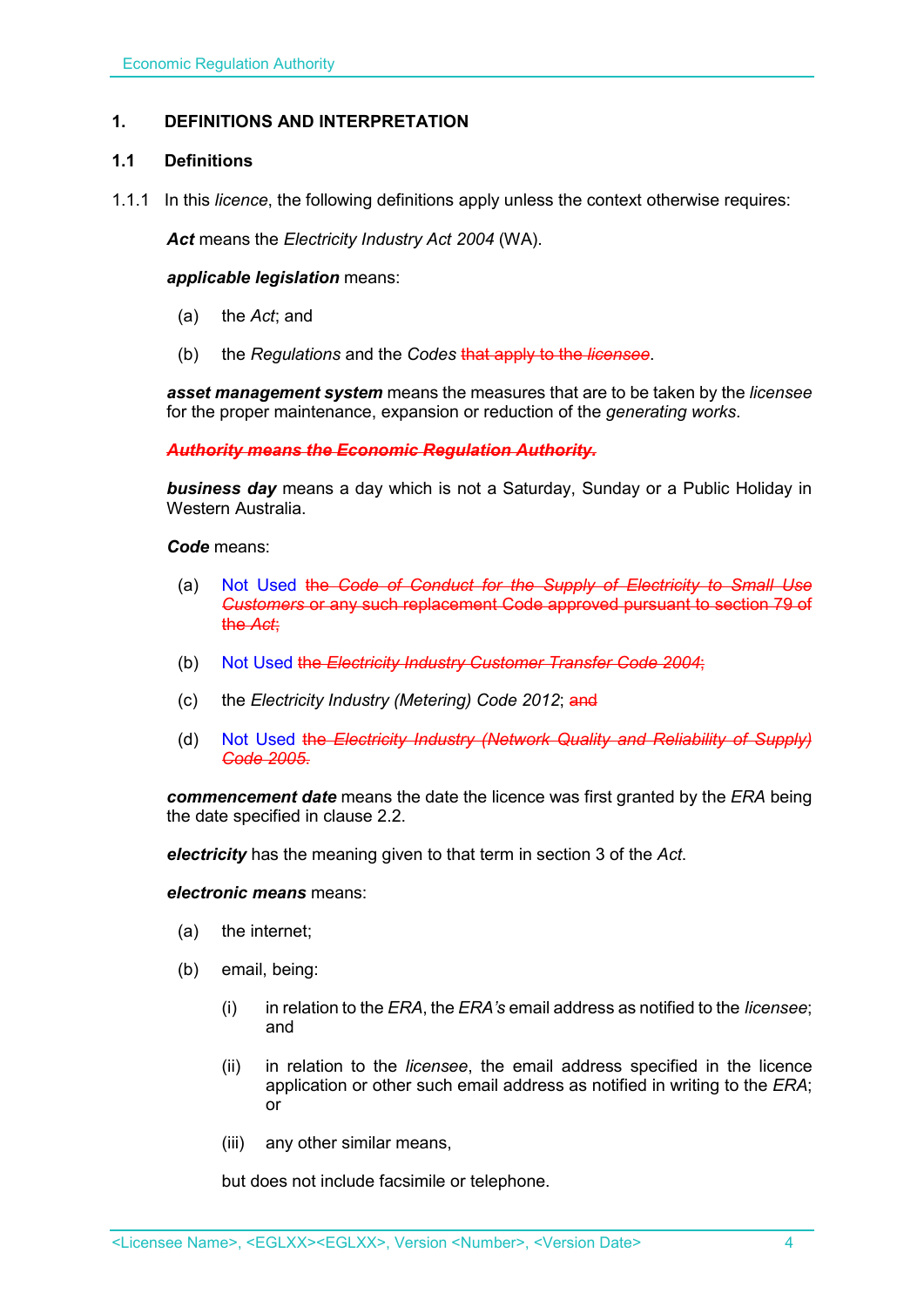# 1. DEFINITIONS AND INTERPRETATION

## 1.1 Definitions

1.1.1 In this *licence*, the following definitions apply unless the context otherwise requires:

***Act*** means the *Electricity Industry Act 2004* (WA).

***applicable legislation*** means:

(a) the *Act*; and

(b) the *Regulations* and the *Codes* ~~that apply to the *licensee*~~.

***asset management system*** means the measures that are to be taken by the *licensee* for the proper maintenance, expansion or reduction of the *generating works*.

~~***Authority* means the Economic Regulation Authority.**~~

***business day*** means a day which is not a Saturday, Sunday or a Public Holiday in Western Australia.

***Code*** means:

(a) Not Used ~~the *Code of Conduct for the Supply of Electricity to Small Use Customers* or any such replacement Code approved pursuant to section 79 of the *Act*;~~

(b) Not Used ~~the *Electricity Industry Customer Transfer Code 2004*;~~

(c) the *Electricity Industry (Metering) Code 2012*; ~~and~~

(d) Not Used ~~the *Electricity Industry (Network Quality and Reliability of Supply) Code 2005*.~~

***commencement date*** means the date the licence was first granted by the *ERA* being the date specified in clause 2.2.

***electricity*** has the meaning given to that term in section 3 of the *Act*.

***electronic means*** means:

(a) the internet;

(b) email, being:

(i) in relation to the *ERA*, the *ERA's* email address as notified to the *licensee*; and

(ii) in relation to the *licensee*, the email address specified in the licence application or other such email address as notified in writing to the *ERA*; or

(iii) any other similar means,

but does not include facsimile or telephone.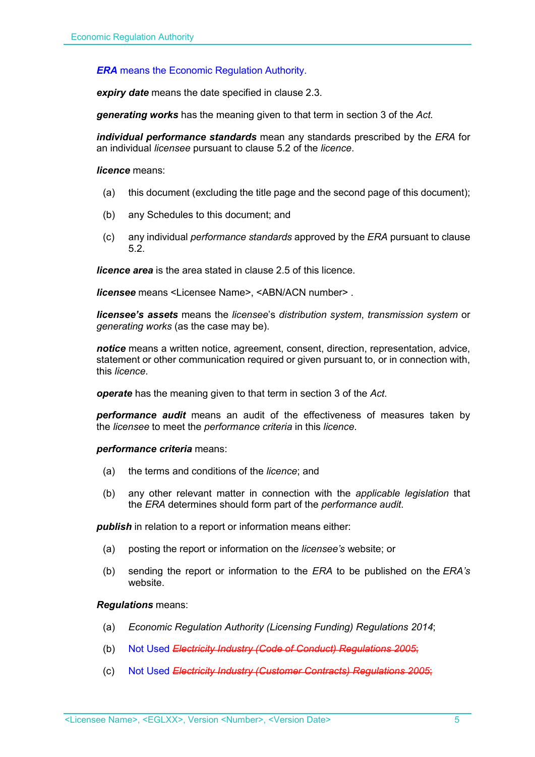***ERA*** means the Economic Regulation Authority.

***expiry date*** means the date specified in clause 2.3.

***generating works*** has the meaning given to that term in section 3 of the *Act.*

***individual performance standards*** mean any standards prescribed by the *ERA* for an individual *licensee* pursuant to clause 5.2 of the *licence*.

***licence*** means:

(a) this document (excluding the title page and the second page of this document);

(b) any Schedules to this document; and

(c) any individual *performance standards* approved by the *ERA* pursuant to clause 5.2.

***licence area*** is the area stated in clause 2.5 of this licence.

***licensee*** means <Licensee Name>, <ABN/ACN number> .

***licensee's assets*** means the *licensee*'s *distribution system*, *transmission system* or *generating works* (as the case may be).

***notice*** means a written notice, agreement, consent, direction, representation, advice, statement or other communication required or given pursuant to, or in connection with, this *licence*.

***operate*** has the meaning given to that term in section 3 of the *Act*.

***performance audit*** means an audit of the effectiveness of measures taken by the *licensee* to meet the *performance criteria* in this *licence*.

***performance criteria*** means:

(a) the terms and conditions of the *licence*; and

(b) any other relevant matter in connection with the *applicable legislation* that the *ERA* determines should form part of the *performance audit*.

***publish*** in relation to a report or information means either:

(a) posting the report or information on the *licensee's* website; or

(b) sending the report or information to the *ERA* to be published on the *ERA's* website.

***Regulations*** means:

(a) *Economic Regulation Authority (Licensing Funding) Regulations 2014*;

(b) Not Used ~~*Electricity Industry (Code of Conduct) Regulations 2005*;~~

(c) Not Used ~~*Electricity Industry (Customer Contracts) Regulations 2005*;~~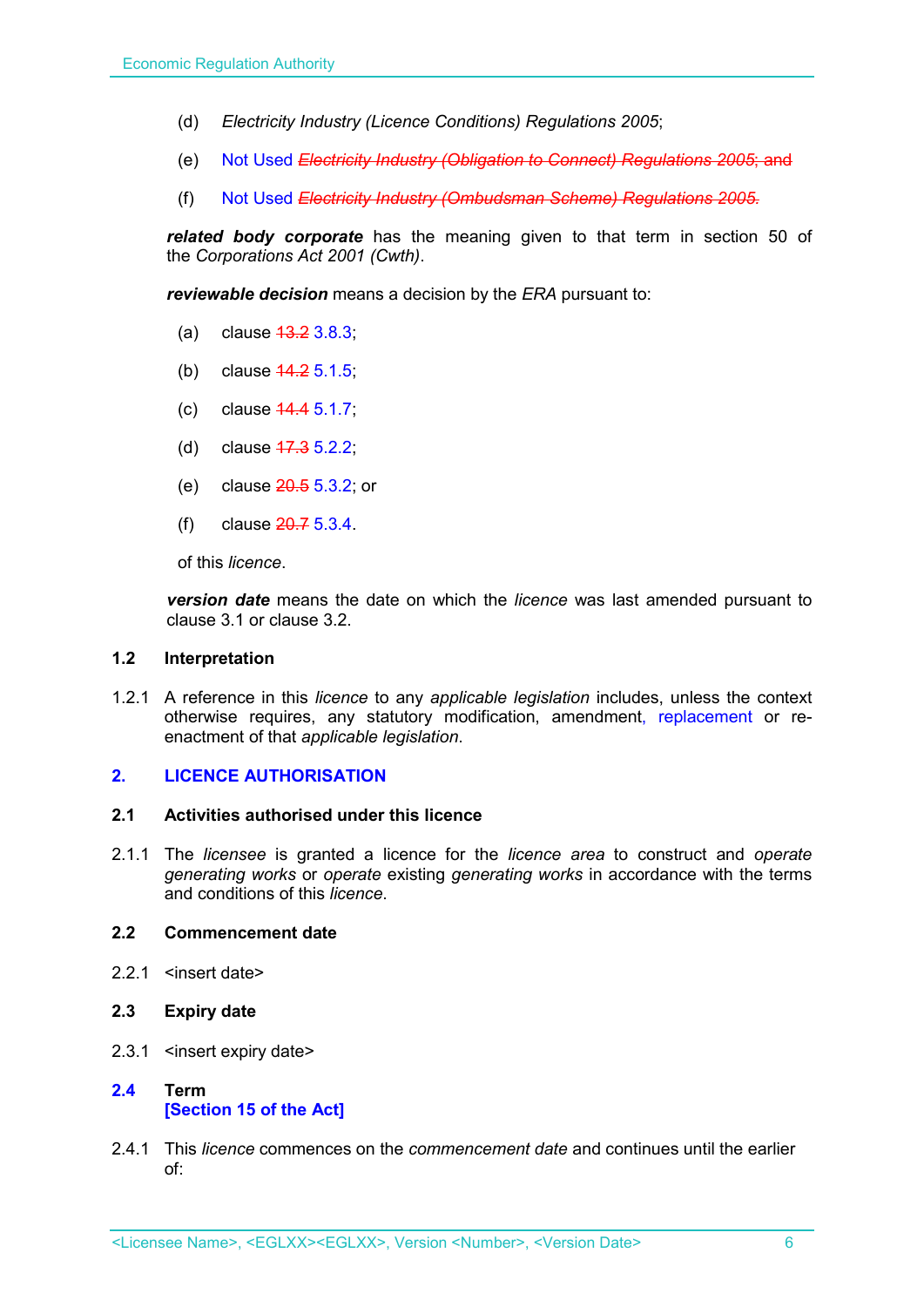(d) *Electricity Industry (Licence Conditions) Regulations 2005*;

(e) Not Used ~~*Electricity Industry (Obligation to Connect) Regulations 2005*; and~~

(f) Not Used ~~*Electricity Industry (Ombudsman Scheme) Regulations 2005*.~~

***related body corporate*** has the meaning given to that term in section 50 of the *Corporations Act 2001 (Cwth)*.

***reviewable decision*** means a decision by the *ERA* pursuant to:

(a) clause ~~13.2~~ 3.8.3;

(b) clause ~~14.2~~ 5.1.5;

(c) clause ~~14.4~~ 5.1.7;

(d) clause ~~17.3~~ 5.2.2;

(e) clause ~~20.5~~ 5.3.2; or

(f) clause ~~20.7~~ 5.3.4.

of this *licence*.

***version date*** means the date on which the *licence* was last amended pursuant to clause 3.1 or clause 3.2.

### 1.2 Interpretation

1.2.1 A reference in this *licence* to any *applicable legislation* includes, unless the context otherwise requires, any statutory modification, amendment, replacement or re-enactment of that *applicable legislation*.

## 2. LICENCE AUTHORISATION

### 2.1 Activities authorised under this licence

2.1.1 The *licensee* is granted a licence for the *licence area* to construct and *operate generating works* or *operate* existing *generating works* in accordance with the terms and conditions of this *licence*.

### 2.2 Commencement date

2.2.1 <insert date>

### 2.3 Expiry date

2.3.1 <insert expiry date>

### 2.4 Term
**[Section 15 of the Act]**

2.4.1 This *licence* commences on the *commencement date* and continues until the earlier of: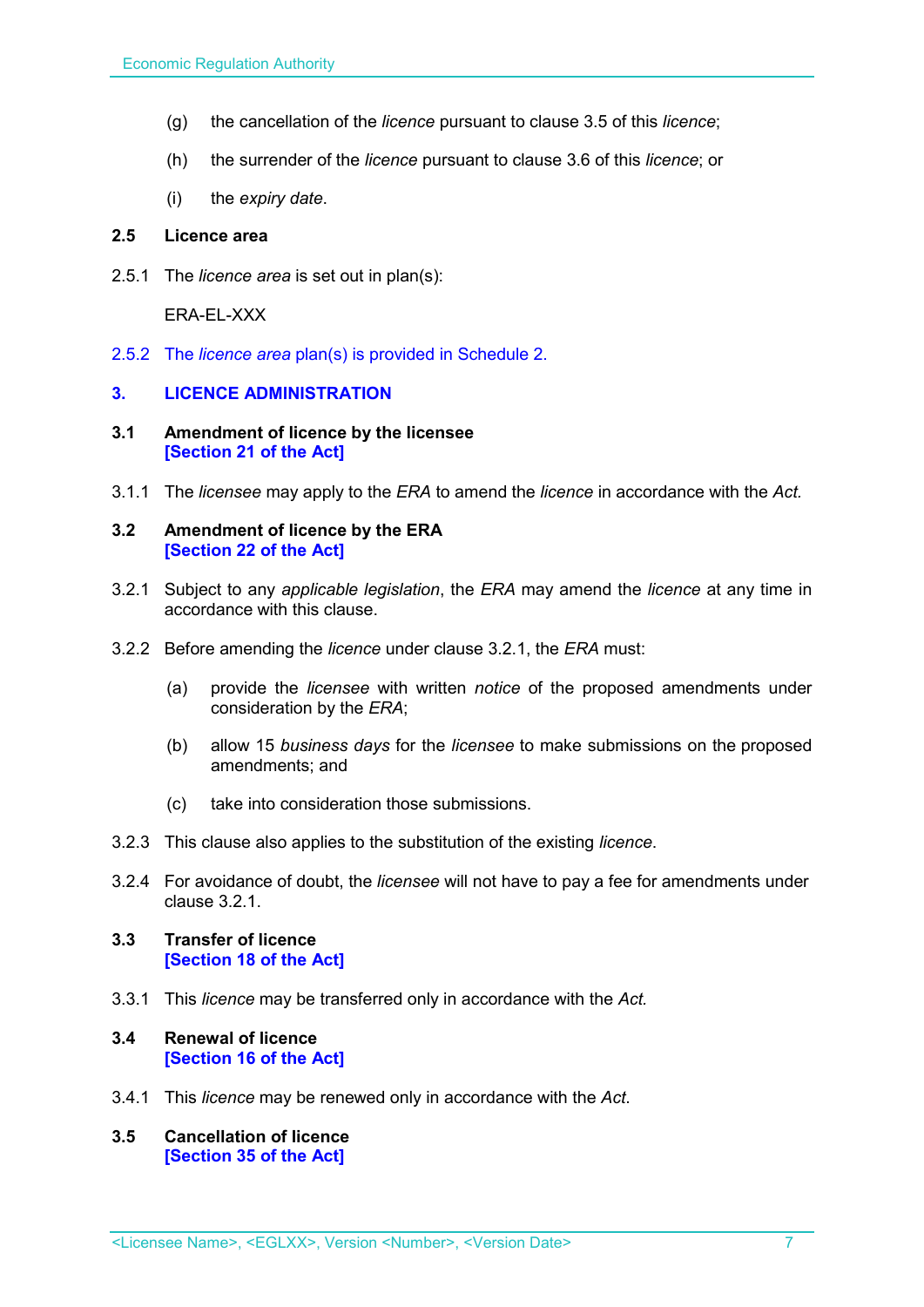(g) the cancellation of the *licence* pursuant to clause 3.5 of this *licence*;

(h) the surrender of the *licence* pursuant to clause 3.6 of this *licence*; or

(i) the *expiry date*.

### 2.5 Licence area

2.5.1 The *licence area* is set out in plan(s):

ERA-EL-XXX

2.5.2 The *licence area* plan(s) is provided in Schedule 2.

## 3. LICENCE ADMINISTRATION

### 3.1 Amendment of licence by the licensee
**[Section 21 of the Act]**

3.1.1 The *licensee* may apply to the *ERA* to amend the *licence* in accordance with the *Act.*

### 3.2 Amendment of licence by the ERA
**[Section 22 of the Act]**

3.2.1 Subject to any *applicable legislation*, the *ERA* may amend the *licence* at any time in accordance with this clause.

3.2.2 Before amending the *licence* under clause 3.2.1, the *ERA* must:

(a) provide the *licensee* with written *notice* of the proposed amendments under consideration by the *ERA*;

(b) allow 15 *business days* for the *licensee* to make submissions on the proposed amendments; and

(c) take into consideration those submissions.

3.2.3 This clause also applies to the substitution of the existing *licence*.

3.2.4 For avoidance of doubt, the *licensee* will not have to pay a fee for amendments under clause 3.2.1.

### 3.3 Transfer of licence
**[Section 18 of the Act]**

3.3.1 This *licence* may be transferred only in accordance with the *Act.*

### 3.4 Renewal of licence
**[Section 16 of the Act]**

3.4.1 This *licence* may be renewed only in accordance with the *Act*.

### 3.5 Cancellation of licence
**[Section 35 of the Act]**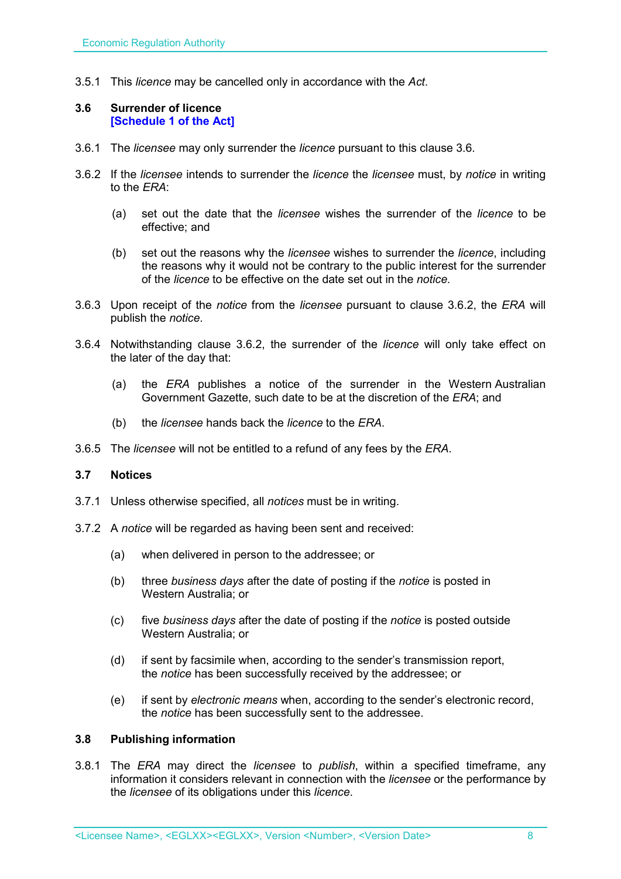3.5.1 This *licence* may be cancelled only in accordance with the *Act*.

### 3.6 Surrender of licence
**[Schedule 1 of the Act]**

3.6.1 The *licensee* may only surrender the *licence* pursuant to this clause 3.6.

3.6.2 If the *licensee* intends to surrender the *licence* the *licensee* must, by *notice* in writing to the *ERA*:

(a) set out the date that the *licensee* wishes the surrender of the *licence* to be effective; and

(b) set out the reasons why the *licensee* wishes to surrender the *licence*, including the reasons why it would not be contrary to the public interest for the surrender of the *licence* to be effective on the date set out in the *notice*.

3.6.3 Upon receipt of the *notice* from the *licensee* pursuant to clause 3.6.2, the *ERA* will publish the *notice*.

3.6.4 Notwithstanding clause 3.6.2, the surrender of the *licence* will only take effect on the later of the day that:

(a) the *ERA* publishes a notice of the surrender in the Western Australian Government Gazette, such date to be at the discretion of the *ERA*; and

(b) the *licensee* hands back the *licence* to the *ERA*.

3.6.5 The *licensee* will not be entitled to a refund of any fees by the *ERA*.

### 3.7 Notices

3.7.1 Unless otherwise specified, all *notices* must be in writing.

3.7.2 A *notice* will be regarded as having been sent and received:

(a) when delivered in person to the addressee; or

(b) three *business days* after the date of posting if the *notice* is posted in Western Australia; or

(c) five *business days* after the date of posting if the *notice* is posted outside Western Australia; or

(d) if sent by facsimile when, according to the sender's transmission report, the *notice* has been successfully received by the addressee; or

(e) if sent by *electronic means* when, according to the sender's electronic record, the *notice* has been successfully sent to the addressee.

### 3.8 Publishing information

3.8.1 The *ERA* may direct the *licensee* to *publish*, within a specified timeframe, any information it considers relevant in connection with the *licensee* or the performance by the *licensee* of its obligations under this *licence*.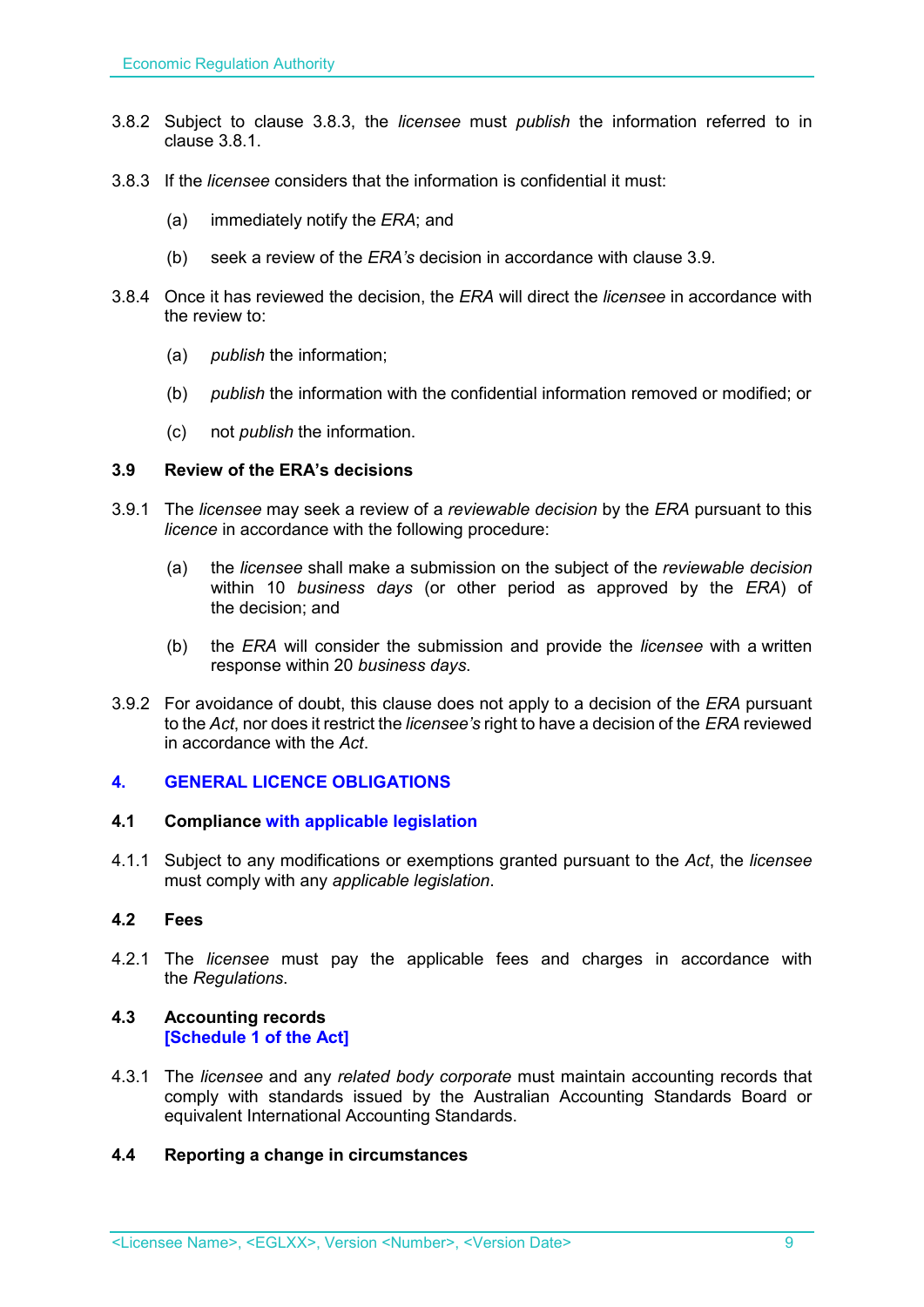3.8.2 Subject to clause 3.8.3, the *licensee* must *publish* the information referred to in clause 3.8.1.

3.8.3 If the *licensee* considers that the information is confidential it must:

(a) immediately notify the *ERA*; and

(b) seek a review of the *ERA's* decision in accordance with clause 3.9.

3.8.4 Once it has reviewed the decision, the *ERA* will direct the *licensee* in accordance with the review to:

(a) *publish* the information;

(b) *publish* the information with the confidential information removed or modified; or

(c) not *publish* the information.

### 3.9 Review of the ERA's decisions

3.9.1 The *licensee* may seek a review of a *reviewable decision* by the *ERA* pursuant to this *licence* in accordance with the following procedure:

(a) the *licensee* shall make a submission on the subject of the *reviewable decision* within 10 *business days* (or other period as approved by the *ERA*) of the decision; and

(b) the *ERA* will consider the submission and provide the *licensee* with a written response within 20 *business days*.

3.9.2 For avoidance of doubt, this clause does not apply to a decision of the *ERA* pursuant to the *Act*, nor does it restrict the *licensee's* right to have a decision of the *ERA* reviewed in accordance with the *Act*.

## 4. GENERAL LICENCE OBLIGATIONS

### 4.1 Compliance with applicable legislation

4.1.1 Subject to any modifications or exemptions granted pursuant to the *Act*, the *licensee* must comply with any *applicable legislation*.

### 4.2 Fees

4.2.1 The *licensee* must pay the applicable fees and charges in accordance with the *Regulations*.

### 4.3 Accounting records
**[Schedule 1 of the Act]**

4.3.1 The *licensee* and any *related body corporate* must maintain accounting records that comply with standards issued by the Australian Accounting Standards Board or equivalent International Accounting Standards.

### 4.4 Reporting a change in circumstances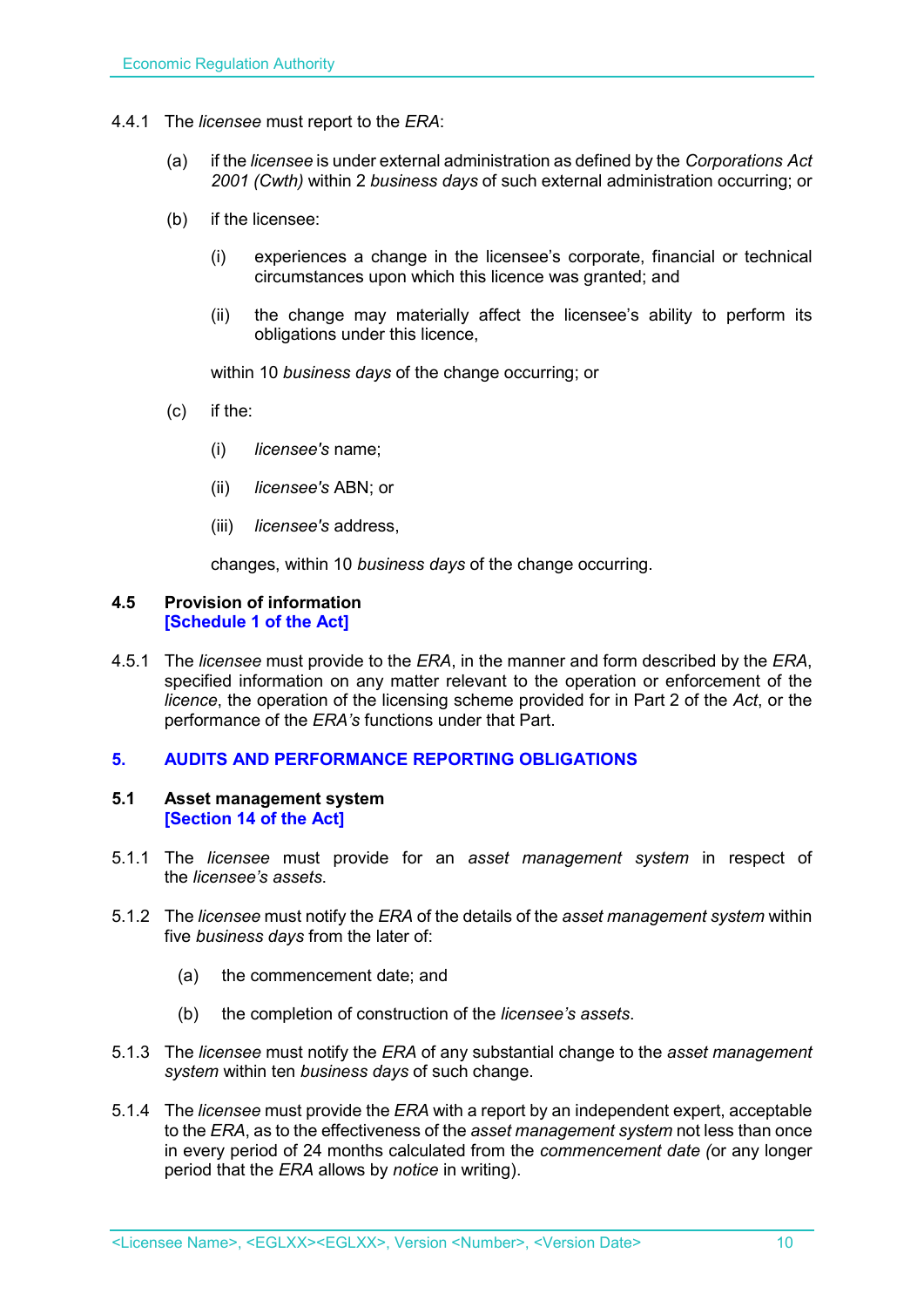4.4.1 The *licensee* must report to the *ERA*:

(a) if the *licensee* is under external administration as defined by the *Corporations Act 2001 (Cwth)* within 2 *business days* of such external administration occurring; or

(b) if the licensee:

(i) experiences a change in the licensee's corporate, financial or technical circumstances upon which this licence was granted; and

(ii) the change may materially affect the licensee's ability to perform its obligations under this licence,

within 10 *business days* of the change occurring; or

(c) if the:

(i) *licensee's* name;

(ii) *licensee's* ABN; or

(iii) *licensee's* address,

changes, within 10 *business days* of the change occurring.

### 4.5 Provision of information
**[Schedule 1 of the Act]**

4.5.1 The *licensee* must provide to the *ERA*, in the manner and form described by the *ERA*, specified information on any matter relevant to the operation or enforcement of the *licence*, the operation of the licensing scheme provided for in Part 2 of the *Act*, or the performance of the *ERA's* functions under that Part.

## 5. AUDITS AND PERFORMANCE REPORTING OBLIGATIONS

### 5.1 Asset management system
**[Section 14 of the Act]**

5.1.1 The *licensee* must provide for an *asset management system* in respect of the *licensee's assets*.

5.1.2 The *licensee* must notify the *ERA* of the details of the *asset management system* within five *business days* from the later of:

(a) the commencement date; and

(b) the completion of construction of the *licensee's assets*.

5.1.3 The *licensee* must notify the *ERA* of any substantial change to the *asset management system* within ten *business days* of such change.

5.1.4 The *licensee* must provide the *ERA* with a report by an independent expert, acceptable to the *ERA*, as to the effectiveness of the *asset management system* not less than once in every period of 24 months calculated from the *commencement date (*or any longer period that the *ERA* allows by *notice* in writing).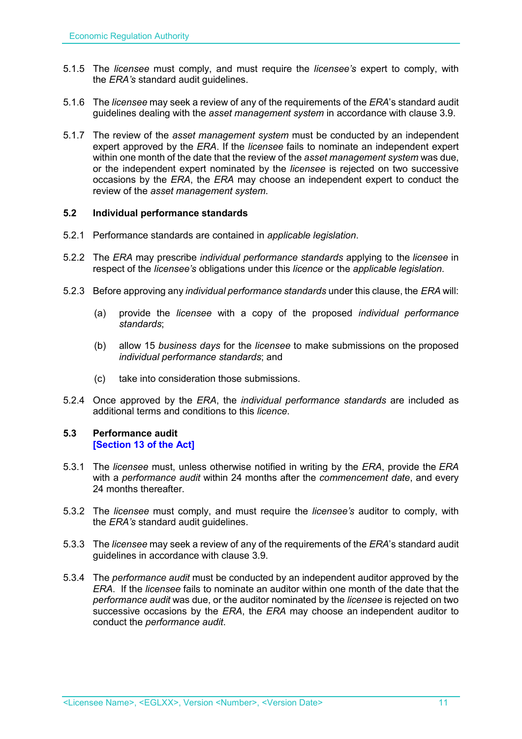5.1.5 The *licensee* must comply, and must require the *licensee's* expert to comply, with the *ERA's* standard audit guidelines.

5.1.6 The *licensee* may seek a review of any of the requirements of the *ERA*'s standard audit guidelines dealing with the *asset management system* in accordance with clause 3.9.

5.1.7 The review of the *asset management system* must be conducted by an independent expert approved by the *ERA*. If the *licensee* fails to nominate an independent expert within one month of the date that the review of the *asset management system* was due, or the independent expert nominated by the *licensee* is rejected on two successive occasions by the *ERA*, the *ERA* may choose an independent expert to conduct the review of the *asset management system*.

### 5.2 Individual performance standards

5.2.1 Performance standards are contained in *applicable legislation*.

5.2.2 The *ERA* may prescribe *individual performance standards* applying to the *licensee* in respect of the *licensee's* obligations under this *licence* or the *applicable legislation*.

5.2.3 Before approving any *individual performance standards* under this clause, the *ERA* will:

(a) provide the *licensee* with a copy of the proposed *individual performance standards*;

(b) allow 15 *business days* for the *licensee* to make submissions on the proposed *individual performance standards*; and

(c) take into consideration those submissions.

5.2.4 Once approved by the *ERA*, the *individual performance standards* are included as additional terms and conditions to this *licence*.

### 5.3 Performance audit
**[Section 13 of the Act]**

5.3.1 The *licensee* must, unless otherwise notified in writing by the *ERA*, provide the *ERA* with a *performance audit* within 24 months after the *commencement date*, and every 24 months thereafter.

5.3.2 The *licensee* must comply, and must require the *licensee's* auditor to comply, with the *ERA's* standard audit guidelines.

5.3.3 The *licensee* may seek a review of any of the requirements of the *ERA*'s standard audit guidelines in accordance with clause 3.9.

5.3.4 The *performance audit* must be conducted by an independent auditor approved by the *ERA*. If the *licensee* fails to nominate an auditor within one month of the date that the *performance audit* was due, or the auditor nominated by the *licensee* is rejected on two successive occasions by the *ERA*, the *ERA* may choose an independent auditor to conduct the *performance audit*.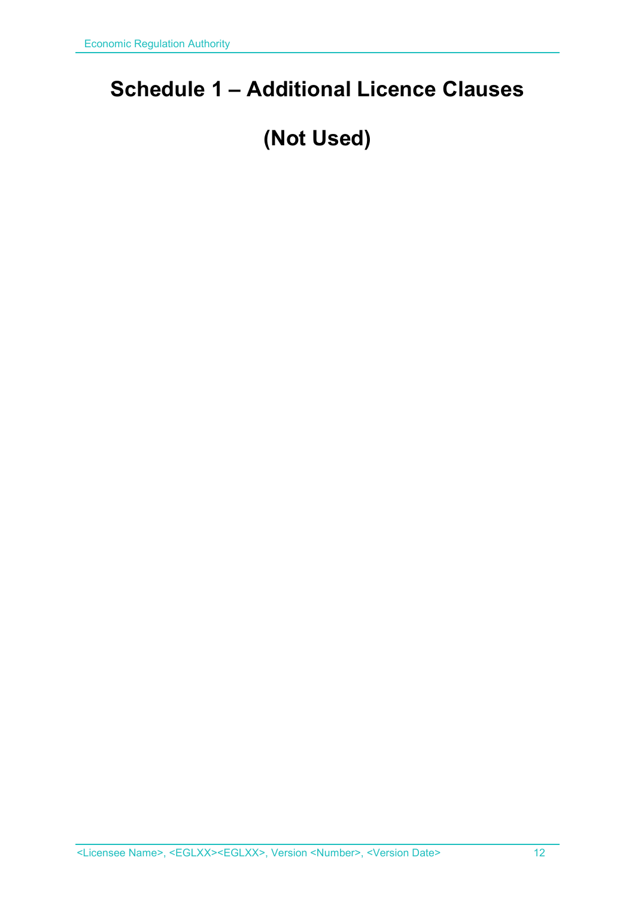# Schedule 1 – Additional Licence Clauses

# (Not Used)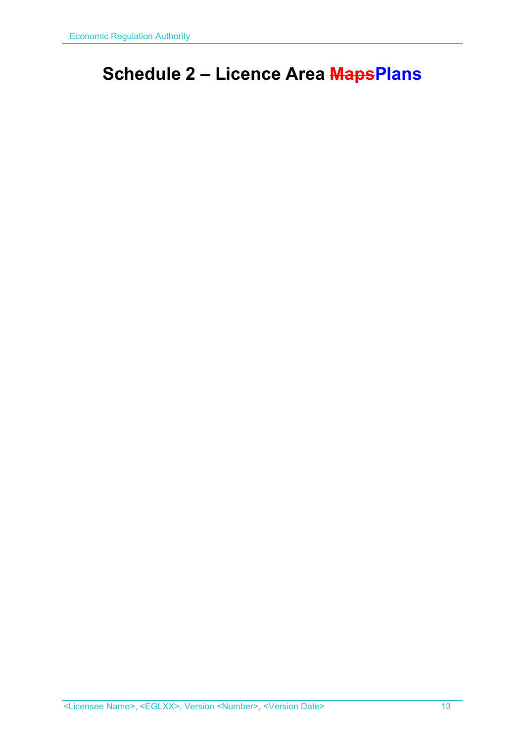# Schedule 2 – Licence Area ~~Maps~~Plans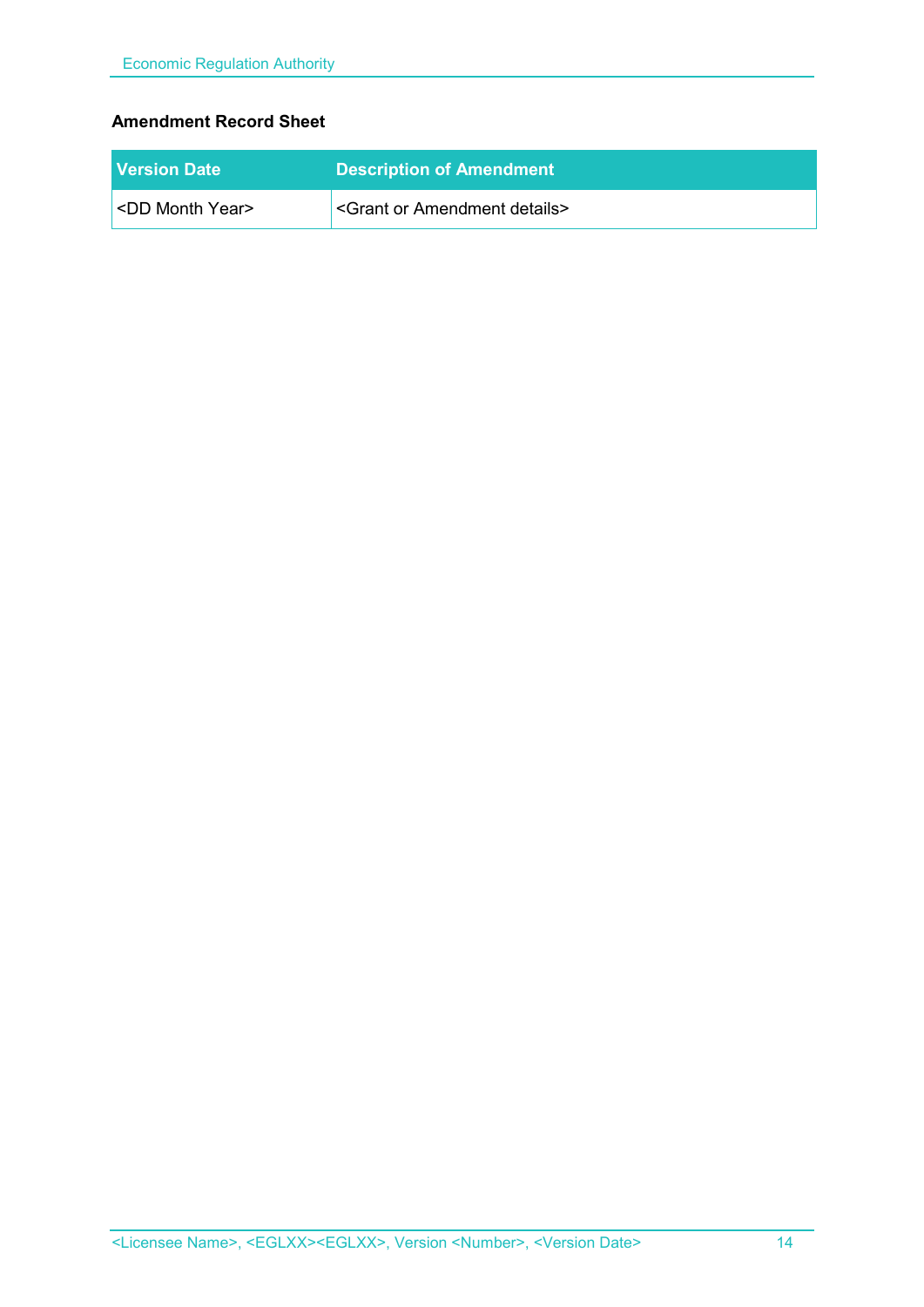**Amendment Record Sheet**

| Version Date | Description of Amendment |
| --- | --- |
| <DD Month Year> | <Grant or Amendment details> |